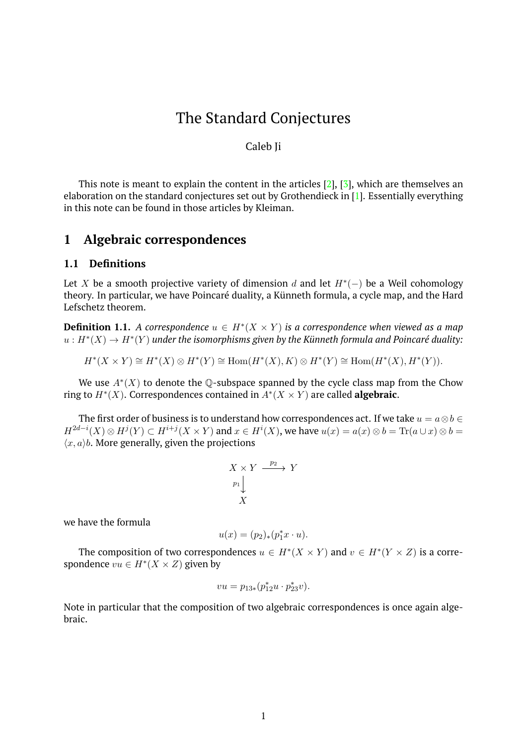# The Standard Conjectures

Caleb Ji

This note is meant to explain the content in the articles [2], [3], which are themselves an elaboration on the standard conjectures set out by Grothendieck in [1]. Essentially everything in this note can be found in those articles by Kleiman.

## 1 Algebraic correspondences

### 1.1 Definitions

Let $X$ be a smooth projective variety of dimension $d$ and let $H^*(-)$ be a Weil cohomology theory. In particular, we have Poincaré duality, a Künneth formula, a cycle map, and the Hard Lefschetz theorem.

**Definition 1.1.** *A correspondence $u \in H^*(X \times Y)$ is a correspondence when viewed as a map $u : H^*(X) \to H^*(Y)$ under the isomorphisms given by the Künneth formula and Poincaré duality:*

$$H^*(X \times Y) \cong H^*(X) \otimes H^*(Y) \cong \mathrm{Hom}(H^*(X), K) \otimes H^*(Y) \cong \mathrm{Hom}(H^*(X), H^*(Y)).$$

We use $A^*(X)$ to denote the $\mathbb{Q}$-subspace spanned by the cycle class map from the Chow ring to $H^*(X)$. Correspondences contained in $A^*(X \times Y)$ are called **algebraic**.

The first order of business is to understand how correspondences act. If we take $u = a \otimes b \in H^{2d-i}(X) \otimes H^j(Y) \subset H^{i+j}(X \times Y)$ and $x \in H^i(X)$, we have $u(x) = a(x) \otimes b = \mathrm{Tr}(a \cup x) \otimes b = \langle x, a \rangle b$. More generally, given the projections

$$\begin{array}{ccc} X \times Y & \xrightarrow{p_2} & Y \\ {\scriptstyle p_1}\big\downarrow & & \\ X & & \end{array}$$

we have the formula

$$u(x) = (p_2)_*(p_1^* x \cdot u).$$

The composition of two correspondences $u \in H^*(X \times Y)$ and $v \in H^*(Y \times Z)$ is a correspondence $vu \in H^*(X \times Z)$ given by

$$vu = p_{13*}(p_{12}^* u \cdot p_{23}^* v).$$

Note in particular that the composition of two algebraic correspondences is once again algebraic.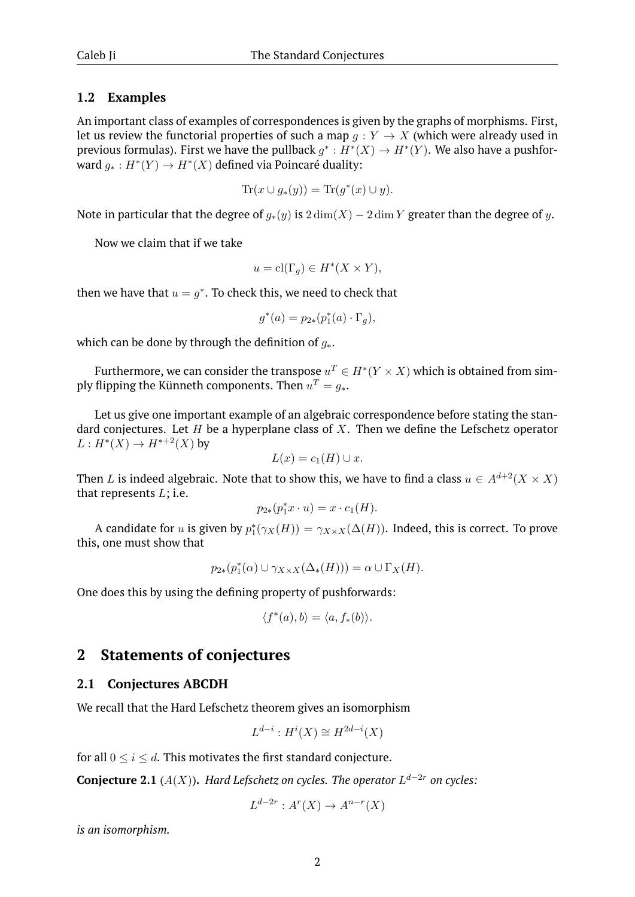### 1.2 Examples

An important class of examples of correspondences is given by the graphs of morphisms. First, let us review the functorial properties of such a map $g : Y \to X$ (which were already used in previous formulas). First we have the pullback $g^* : H^*(X) \to H^*(Y)$. We also have a pushforward $g_* : H^*(Y) \to H^*(X)$ defined via Poincaré duality:

$$\mathrm{Tr}(x \cup g_*(y)) = \mathrm{Tr}(g^*(x) \cup y).$$

Note in particular that the degree of $g_*(y)$ is $2\dim(X) - 2\dim Y$ greater than the degree of $y$.

Now we claim that if we take

$$u = \mathrm{cl}(\Gamma_g) \in H^*(X \times Y),$$

then we have that $u = g^*$. To check this, we need to check that

$$g^*(a) = p_{2*}(p_1^*(a) \cdot \Gamma_g),$$

which can be done by through the definition of $g_*$.

Furthermore, we can consider the transpose $u^T \in H^*(Y \times X)$ which is obtained from simply flipping the Künneth components. Then $u^T = g_*$.

Let us give one important example of an algebraic correspondence before stating the standard conjectures. Let $H$ be a hyperplane class of $X$. Then we define the Lefschetz operator $L : H^*(X) \to H^{*+2}(X)$ by

$$L(x) = c_1(H) \cup x.$$

Then $L$ is indeed algebraic. Note that to show this, we have to find a class $u \in A^{d+2}(X \times X)$ that represents $L$; i.e.

$$p_{2*}(p_1^* x \cdot u) = x \cdot c_1(H).$$

A candidate for $u$ is given by $p_1^*(\gamma_X(H)) = \gamma_{X \times X}(\Delta(H))$. Indeed, this is correct. To prove this, one must show that

$$p_{2*}(p_1^*(\alpha) \cup \gamma_{X \times X}(\Delta_*(H))) = \alpha \cup \Gamma_X(H).$$

One does this by using the defining property of pushforwards:

$$\langle f^*(a), b \rangle = \langle a, f_*(b) \rangle.$$

## 2 Statements of conjectures

### 2.1 Conjectures ABCDH

We recall that the Hard Lefschetz theorem gives an isomorphism

$$L^{d-i} : H^i(X) \cong H^{2d-i}(X)$$

for all $0 \leq i \leq d$. This motivates the first standard conjecture.

**Conjecture 2.1** ($A(X)$)**.** *Hard Lefschetz on cycles. The operator $L^{d-2r}$ on cycles:*

$$L^{d-2r} : A^r(X) \to A^{n-r}(X)$$

*is an isomorphism.*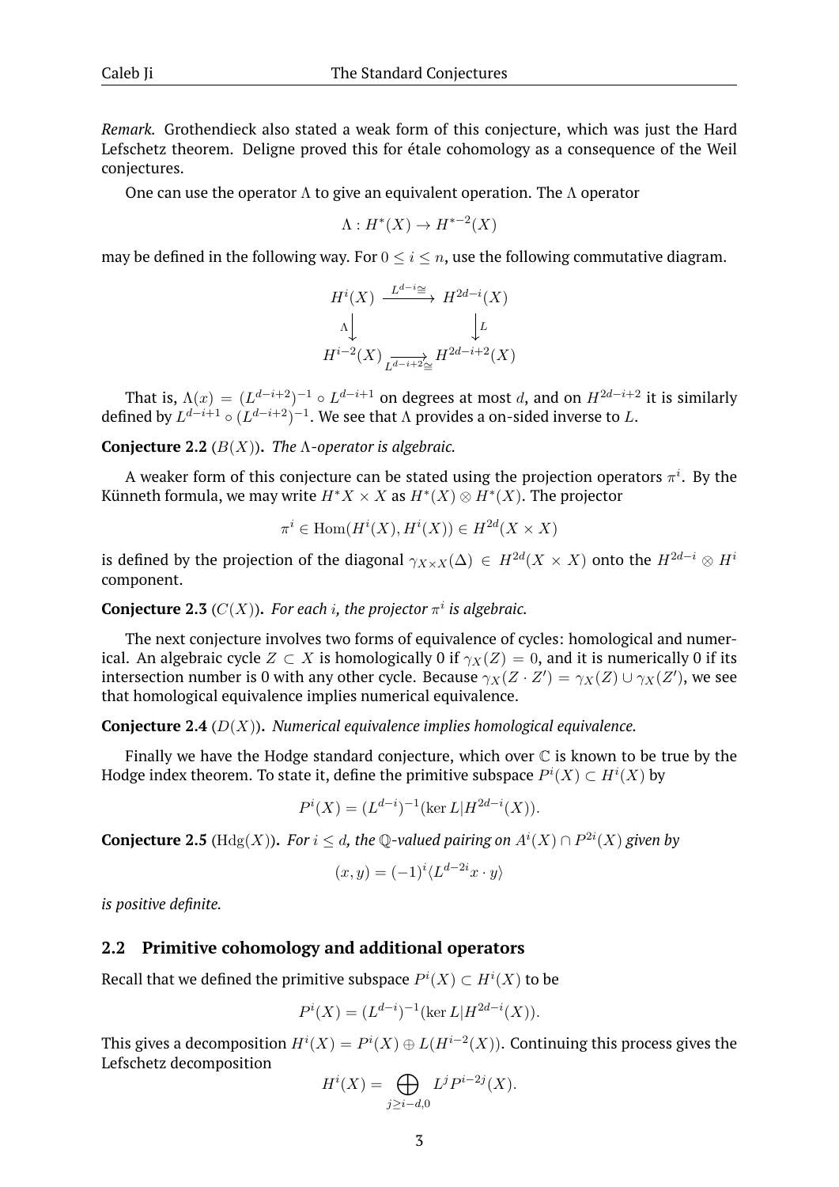*Remark.* Grothendieck also stated a weak form of this conjecture, which was just the Hard Lefschetz theorem. Deligne proved this for étale cohomology as a consequence of the Weil conjectures.

One can use the operator $\Lambda$ to give an equivalent operation. The $\Lambda$ operator

$$\Lambda : H^*(X) \to H^{*-2}(X)$$

may be defined in the following way. For $0 \le i \le n$, use the following commutative diagram.

$$\begin{array}{ccc} H^i(X) & \xrightarrow{L^{d-i}\cong} & H^{2d-i}(X) \\ \Lambda \downarrow & & \downarrow L \\ H^{i-2}(X) & \xrightarrow[L^{d-i+2}\cong]{} & H^{2d-i+2}(X) \end{array}$$

That is, $\Lambda(x) = (L^{d-i+2})^{-1} \circ L^{d-i+1}$ on degrees at most $d$, and on $H^{2d-i+2}$ it is similarly defined by $L^{d-i+1} \circ (L^{d-i+2})^{-1}$. We see that $\Lambda$ provides a on-sided inverse to $L$.

**Conjecture 2.2** ($B(X)$)**.** *The $\Lambda$-operator is algebraic.*

A weaker form of this conjecture can be stated using the projection operators $\pi^i$. By the Künneth formula, we may write $H^*X \times X$ as $H^*(X) \otimes H^*(X)$. The projector

$$\pi^i \in \mathrm{Hom}(H^i(X), H^i(X)) \in H^{2d}(X \times X)$$

is defined by the projection of the diagonal $\gamma_{X\times X}(\Delta) \in H^{2d}(X \times X)$ onto the $H^{2d-i} \otimes H^i$ component.

**Conjecture 2.3** ($C(X)$)**.** *For each $i$, the projector $\pi^i$ is algebraic.*

The next conjecture involves two forms of equivalence of cycles: homological and numerical. An algebraic cycle $Z \subset X$ is homologically 0 if $\gamma_X(Z) = 0$, and it is numerically 0 if its intersection number is 0 with any other cycle. Because $\gamma_X(Z \cdot Z') = \gamma_X(Z) \cup \gamma_X(Z')$, we see that homological equivalence implies numerical equivalence.

**Conjecture 2.4** ($D(X)$)**.** *Numerical equivalence implies homological equivalence.*

Finally we have the Hodge standard conjecture, which over $\mathbb{C}$ is known to be true by the Hodge index theorem. To state it, define the primitive subspace $P^i(X) \subset H^i(X)$ by

$$P^i(X) = (L^{d-i})^{-1}(\ker L|H^{2d-i}(X)).$$

**Conjecture 2.5** ($\mathrm{Hdg}(X)$)**.** *For $i \le d$, the $\mathbb{Q}$-valued pairing on $A^i(X) \cap P^{2i}(X)$ given by*

$$(x, y) = (-1)^i \langle L^{d-2i} x \cdot y \rangle$$

*is positive definite.*

## 2.2 Primitive cohomology and additional operators

Recall that we defined the primitive subspace $P^i(X) \subset H^i(X)$ to be

$$P^i(X) = (L^{d-i})^{-1}(\ker L|H^{2d-i}(X)).$$

This gives a decomposition $H^i(X) = P^i(X) \oplus L(H^{i-2}(X))$. Continuing this process gives the Lefschetz decomposition

$$H^i(X) = \bigoplus_{j \ge i-d,0} L^j P^{i-2j}(X).$$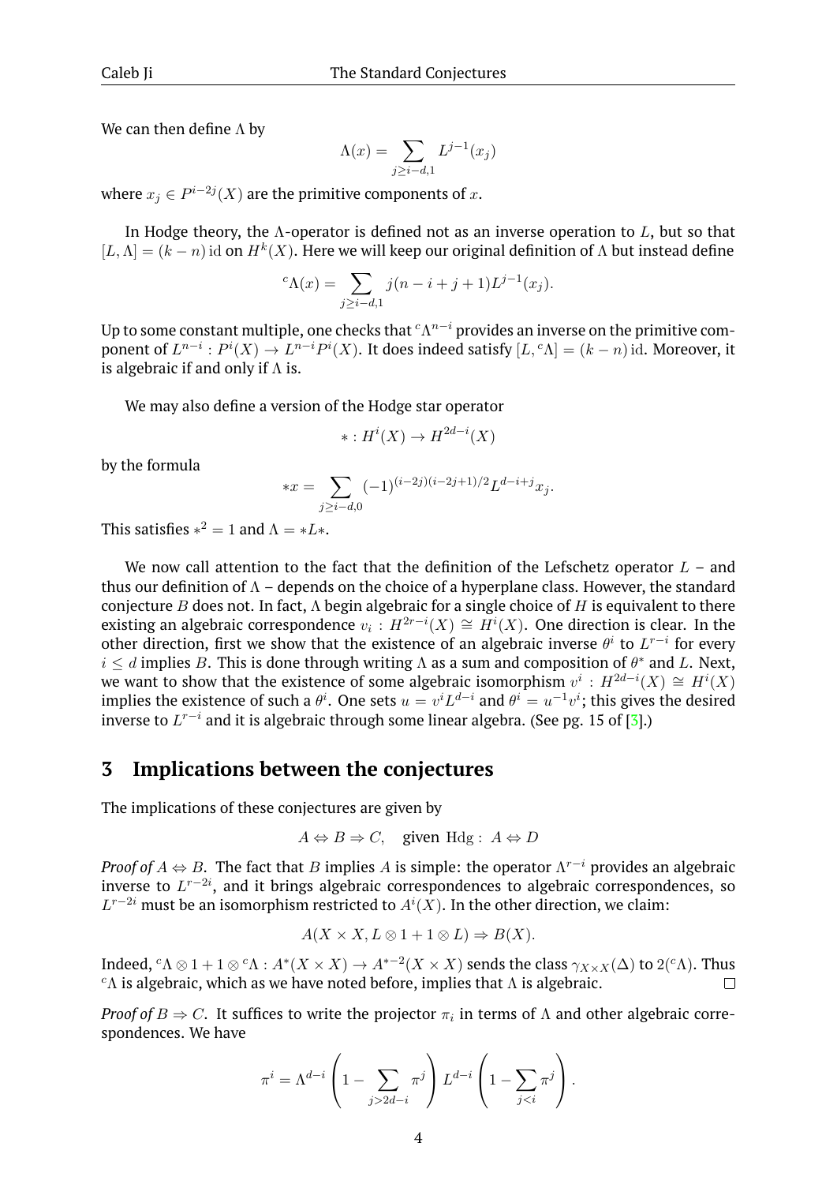We can then define $\Lambda$ by

$$\Lambda(x) = \sum_{j \geq i-d,1} L^{j-1}(x_j)$$

where $x_j \in P^{i-2j}(X)$ are the primitive components of $x$.

In Hodge theory, the $\Lambda$-operator is defined not as an inverse operation to $L$, but so that $[L, \Lambda] = (k-n)\,\mathrm{id}$ on $H^k(X)$. Here we will keep our original definition of $\Lambda$ but instead define

$${}^c\Lambda(x) = \sum_{j \geq i-d,1} j(n-i+j+1)L^{j-1}(x_j).$$

Up to some constant multiple, one checks that ${}^c\Lambda^{n-i}$ provides an inverse on the primitive component of $L^{n-i} : P^i(X) \to L^{n-i}P^i(X)$. It does indeed satisfy $[L, {}^c\Lambda] = (k-n)\,\mathrm{id}$. Moreover, it is algebraic if and only if $\Lambda$ is.

We may also define a version of the Hodge star operator

$$* : H^i(X) \to H^{2d-i}(X)$$

by the formula

$$*x = \sum_{j \geq i-d,0} (-1)^{(i-2j)(i-2j+1)/2} L^{d-i+j} x_j.$$

This satisfies $*^2 = 1$ and $\Lambda = *L*$.

We now call attention to the fact that the definition of the Lefschetz operator $L$ – and thus our definition of $\Lambda$ – depends on the choice of a hyperplane class. However, the standard conjecture $B$ does not. In fact, $\Lambda$ begin algebraic for a single choice of $H$ is equivalent to there existing an algebraic correspondence $v_i : H^{2r-i}(X) \cong H^i(X)$. One direction is clear. In the other direction, first we show that the existence of an algebraic inverse $\theta^i$ to $L^{r-i}$ for every $i \leq d$ implies $B$. This is done through writing $\Lambda$ as a sum and composition of $\theta^*$ and $L$. Next, we want to show that the existence of some algebraic isomorphism $v^i : H^{2d-i}(X) \cong H^i(X)$ implies the existence of such a $\theta^i$. One sets $u = v^i L^{d-i}$ and $\theta^i = u^{-1}v^i$; this gives the desired inverse to $L^{r-i}$ and it is algebraic through some linear algebra. (See pg. 15 of [3].)

## 3 Implications between the conjectures

The implications of these conjectures are given by

$$A \Leftrightarrow B \Rightarrow C, \quad \text{given } \mathrm{Hdg}: \ A \Leftrightarrow D$$

*Proof of* $A \Leftrightarrow B$. The fact that $B$ implies $A$ is simple: the operator $\Lambda^{r-i}$ provides an algebraic inverse to $L^{r-2i}$, and it brings algebraic correspondences to algebraic correspondences, so $L^{r-2i}$ must be an isomorphism restricted to $A^i(X)$. In the other direction, we claim:

$$A(X \times X, L \otimes 1 + 1 \otimes L) \Rightarrow B(X).$$

Indeed, ${}^c\Lambda \otimes 1 + 1 \otimes {}^c\Lambda : A^*(X \times X) \to A^{*-2}(X \times X)$ sends the class $\gamma_{X \times X}(\Delta)$ to $2({}^c\Lambda)$. Thus ${}^c\Lambda$ is algebraic, which as we have noted before, implies that $\Lambda$ is algebraic. ∎

*Proof of* $B \Rightarrow C$. It suffices to write the projector $\pi_i$ in terms of $\Lambda$ and other algebraic correspondences. We have

$$\pi^i = \Lambda^{d-i} \left( 1 - \sum_{j > 2d-i} \pi^j \right) L^{d-i} \left( 1 - \sum_{j<i} \pi^j \right).$$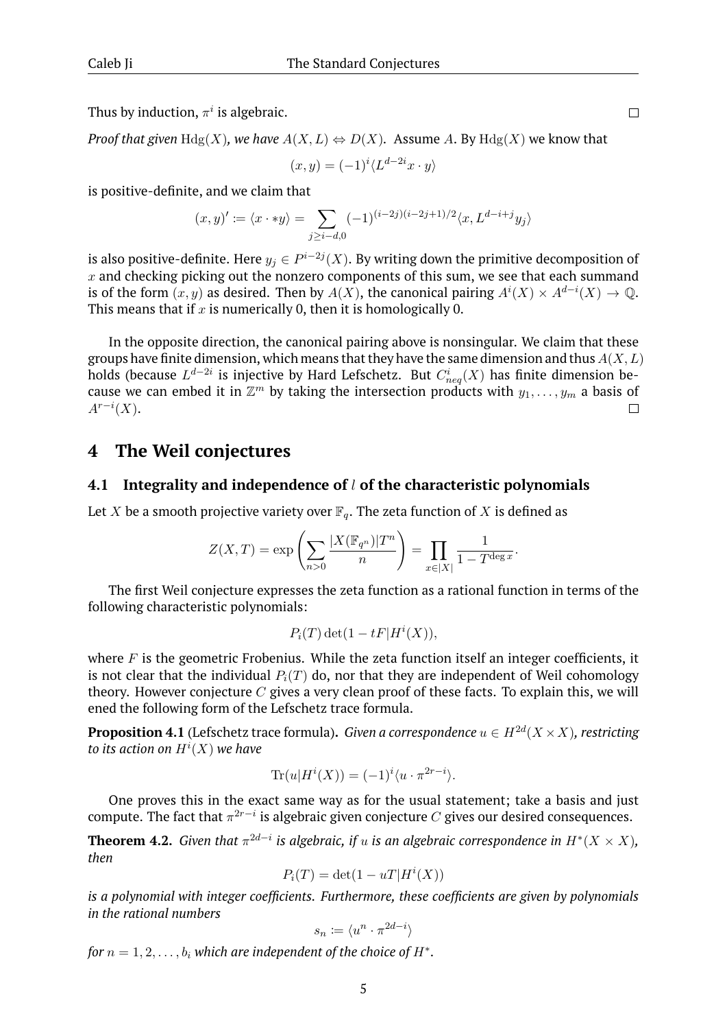Thus by induction, $\pi^i$ is algebraic. $\square$

*Proof that given* $\mathrm{Hdg}(X)$*, we have* $A(X, L) \Leftrightarrow D(X)$*.* Assume $A$. By $\mathrm{Hdg}(X)$ we know that

$$(x, y) = (-1)^i \langle L^{d-2i} x \cdot y \rangle$$

is positive-definite, and we claim that

$$(x, y)' := \langle x \cdot *y \rangle = \sum_{j \geq i-d, 0} (-1)^{(i-2j)(i-2j+1)/2} \langle x, L^{d-i+j} y_j \rangle$$

is also positive-definite. Here $y_j \in P^{i-2j}(X)$. By writing down the primitive decomposition of $x$ and checking picking out the nonzero components of this sum, we see that each summand is of the form $(x, y)$ as desired. Then by $A(X)$, the canonical pairing $A^i(X) \times A^{d-i}(X) \to \mathbb{Q}$. This means that if $x$ is numerically 0, then it is homologically 0.

In the opposite direction, the canonical pairing above is nonsingular. We claim that these groups have finite dimension, which means that they have the same dimension and thus $A(X, L)$ holds (because $L^{d-2i}$ is injective by Hard Lefschetz. But $C^i_{neq}(X)$ has finite dimension because we can embed it in $\mathbb{Z}^m$ by taking the intersection products with $y_1, \ldots, y_m$ a basis of $A^{r-i}(X)$. $\square$

# 4 The Weil conjectures

## 4.1 Integrality and independence of $l$ of the characteristic polynomials

Let $X$ be a smooth projective variety over $\mathbb{F}_q$. The zeta function of $X$ is defined as

$$Z(X, T) = \exp\left(\sum_{n>0} \frac{|X(\mathbb{F}_{q^n})| T^n}{n}\right) = \prod_{x \in |X|} \frac{1}{1 - T^{\deg x}}.$$

The first Weil conjecture expresses the zeta function as a rational function in terms of the following characteristic polynomials:

$$P_i(T) \det(1 - tF | H^i(X)),$$

where $F$ is the geometric Frobenius. While the zeta function itself an integer coefficients, it is not clear that the individual $P_i(T)$ do, nor that they are independent of Weil cohomology theory. However conjecture $C$ gives a very clean proof of these facts. To explain this, we will ened the following form of the Lefschetz trace formula.

**Proposition 4.1** (Lefschetz trace formula)**.** *Given a correspondence $u \in H^{2d}(X \times X)$, restricting to its action on $H^i(X)$ we have*

$$\mathrm{Tr}(u | H^i(X)) = (-1)^i \langle u \cdot \pi^{2r-i} \rangle.$$

One proves this in the exact same way as for the usual statement; take a basis and just compute. The fact that $\pi^{2r-i}$ is algebraic given conjecture $C$ gives our desired consequences.

**Theorem 4.2.** *Given that $\pi^{2d-i}$ is algebraic, if $u$ is an algebraic correspondence in $H^*(X \times X)$, then*

$$P_i(T) = \det(1 - uT | H^i(X))$$

*is a polynomial with integer coefficients. Furthermore, these coefficients are given by polynomials in the rational numbers*

$$s_n := \langle u^n \cdot \pi^{2d-i} \rangle$$

*for $n = 1, 2, \ldots, b_i$ which are independent of the choice of $H^*$.*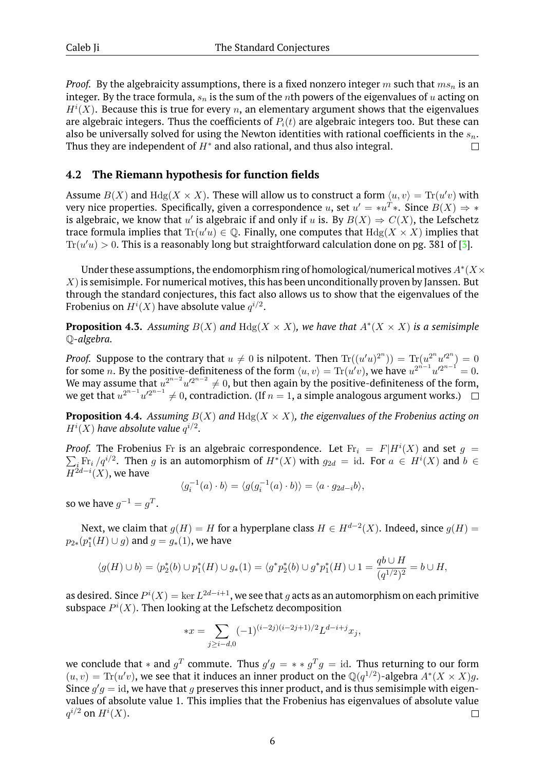*Proof.* By the algebraicity assumptions, there is a fixed nonzero integer $m$ such that $ms_n$ is an integer. By the trace formula, $s_n$ is the sum of the $n$th powers of the eigenvalues of $u$ acting on $H^i(X)$. Because this is true for every $n$, an elementary argument shows that the eigenvalues are algebraic integers. Thus the coefficients of $P_i(t)$ are algebraic integers too. But these can also be universally solved for using the Newton identities with rational coefficients in the $s_n$. Thus they are independent of $H^*$ and also rational, and thus also integral. $\square$

## 4.2 The Riemann hypothesis for function fields

Assume $B(X)$ and $\mathrm{Hdg}(X \times X)$. These will allow us to construct a form $\langle u, v\rangle = \mathrm{Tr}(u'v)$ with very nice properties. Specifically, given a correspondence $u$, set $u' = *u^T*$. Since $B(X) \Rightarrow *$ is algebraic, we know that $u'$ is algebraic if and only if $u$ is. By $B(X) \Rightarrow C(X)$, the Lefschetz trace formula implies that $\mathrm{Tr}(u'u) \in \mathbb{Q}$. Finally, one computes that $\mathrm{Hdg}(X \times X)$ implies that $\mathrm{Tr}(u'u) > 0$. This is a reasonably long but straightforward calculation done on pg. 381 of [3].

Under these assumptions, the endomorphism ring of homological/numerical motives $A^*(X \times X)$ is semisimple. For numerical motives, this has been unconditionally proven by Janssen. But through the standard conjectures, this fact also allows us to show that the eigenvalues of the Frobenius on $H^i(X)$ have absolute value $q^{i/2}$.

**Proposition 4.3.** *Assuming $B(X)$ and $\mathrm{Hdg}(X \times X)$, we have that $A^*(X \times X)$ is a semisimple $\mathbb{Q}$-algebra.*

*Proof.* Suppose to the contrary that $u \neq 0$ is nilpotent. Then $\mathrm{Tr}((u'u)^{2^n})) = \mathrm{Tr}(u^{2^n}u'^{2^n}) = 0$ for some $n$. By the positive-definiteness of the form $\langle u, v\rangle = \mathrm{Tr}(u'v)$, we have $u^{2^{n-1}}u'^{2^{n-1}} = 0$. We may assume that $u^{2^{n-2}}u'^{2^{n-2}} \neq 0$, but then again by the positive-definiteness of the form, we get that $u^{2^{n-1}}u'^{2^{n-1}} \neq 0$, contradiction. (If $n = 1$, a simple analogous argument works.) $\square$

**Proposition 4.4.** *Assuming $B(X)$ and $\mathrm{Hdg}(X \times X)$, the eigenvalues of the Frobenius acting on $H^i(X)$ have absolute value $q^{i/2}$.*

*Proof.* The Frobenius $\mathrm{Fr}$ is an algebraic correspondence. Let $\mathrm{Fr}_i = F|H^i(X)$ and set $g = \sum_i \mathrm{Fr}_i / q^{i/2}$. Then $g$ is an automorphism of $H^*(X)$ with $g_{2d} = \mathrm{id}$. For $a \in H^i(X)$ and $b \in H^{2d-i}(X)$, we have

$$\langle g_i^{-1}(a) \cdot b\rangle = \langle g(g_i^{-1}(a) \cdot b)\rangle = \langle a \cdot g_{2d-i}b\rangle,$$

so we have $g^{-1} = g^T$.

Next, we claim that $g(H) = H$ for a hyperplane class $H \in H^{d-2}(X)$. Indeed, since $g(H) = p_{2*}(p_1^*(H) \cup g)$ and $g = g_*(1)$, we have

$$\langle g(H) \cup b\rangle = \langle p_2^*(b) \cup p_1^*(H) \cup g_*(1) = \langle g^* p_2^*(b) \cup g^* p_1^*(H) \cup 1 = \frac{qb \cup H}{(q^{1/2})^2} = b \cup H,$$

as desired. Since $P^i(X) = \ker L^{2d-i+1}$, we see that $g$ acts as an automorphism on each primitive subspace $P^i(X)$. Then looking at the Lefschetz decomposition

$$*x = \sum_{j \geq i-d,0} (-1)^{(i-2j)(i-2j+1)/2} L^{d-i+j} x_j,$$

we conclude that $*$ and $g^T$ commute. Thus $g'g = **g^Tg = \mathrm{id}$. Thus returning to our form $(u, v) = \mathrm{Tr}(u'v)$, we see that it induces an inner product on the $\mathbb{Q}(q^{1/2})$-algebra $A^*(X \times X)g$. Since $g'g = \mathrm{id}$, we have that $g$ preserves this inner product, and is thus semisimple with eigenvalues of absolute value 1. This implies that the Frobenius has eigenvalues of absolute value $q^{i/2}$ on $H^i(X)$. $\square$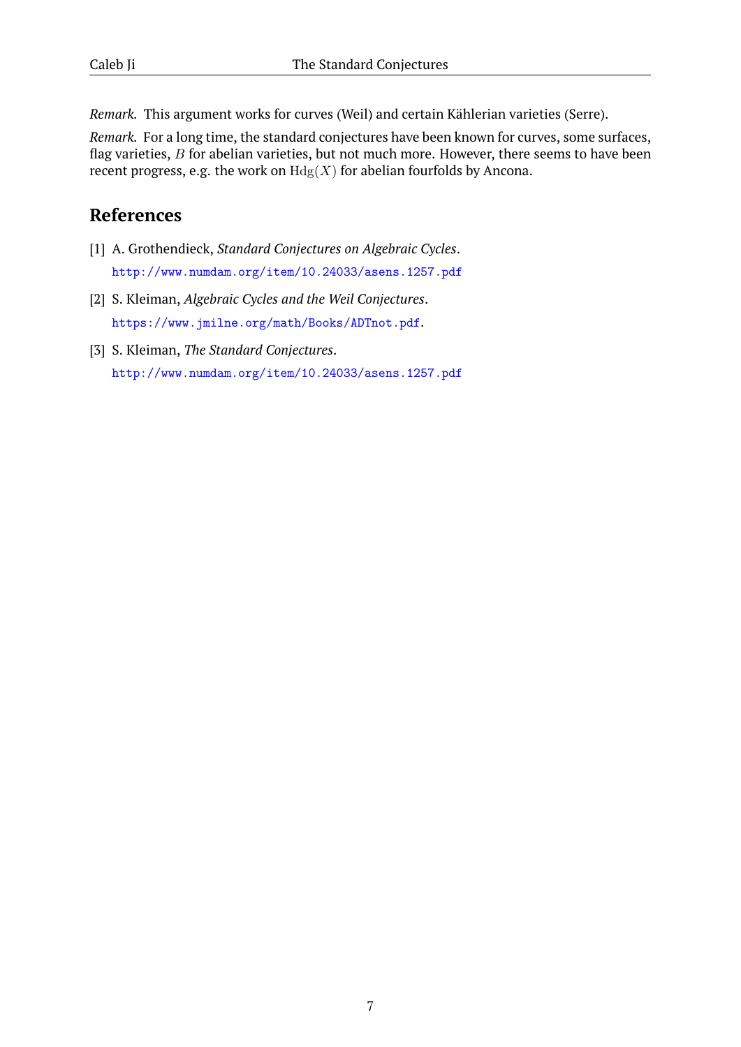*Remark.* This argument works for curves (Weil) and certain Kählerian varieties (Serre).

*Remark.* For a long time, the standard conjectures have been known for curves, some surfaces, flag varieties, $B$ for abelian varieties, but not much more. However, there seems to have been recent progress, e.g. the work on $\mathrm{Hdg}(X)$ for abelian fourfolds by Ancona.

## References

[1] A. Grothendieck, *Standard Conjectures on Algebraic Cycles*.
http://www.numdam.org/item/10.24033/asens.1257.pdf

[2] S. Kleiman, *Algebraic Cycles and the Weil Conjectures*.
https://www.jmilne.org/math/Books/ADTnot.pdf.

[3] S. Kleiman, *The Standard Conjectures*.
http://www.numdam.org/item/10.24033/asens.1257.pdf